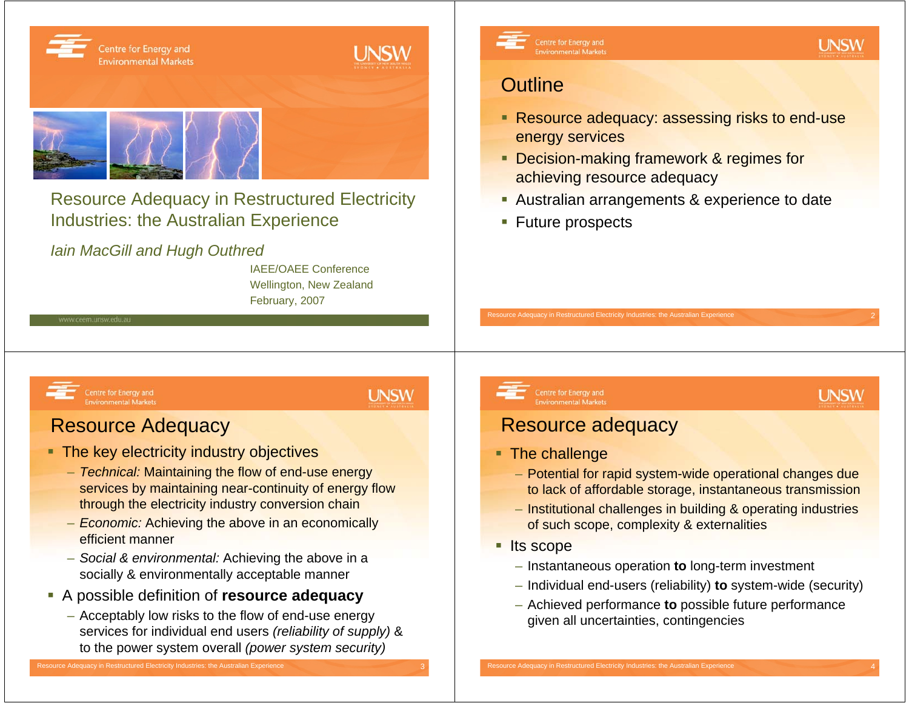# Resource Adequacy in Restructured Electricity Industries: the Australian Experience

*Iain MacGill and Hugh Outhred*

IAEE/OAEE Conference
Wellington, New Zealand
February, 2007

www.ceem.unsw.edu.au

## Outline

- Resource adequacy: assessing risks to end-use energy services
- Decision-making framework & regimes for achieving resource adequacy
- Australian arrangements & experience to date
- Future prospects

## Resource Adequacy

- The key electricity industry objectives
  - *Technical:* Maintaining the flow of end-use energy services by maintaining near-continuity of energy flow through the electricity industry conversion chain
  - *Economic:* Achieving the above in an economically efficient manner
  - *Social & environmental:* Achieving the above in a socially & environmentally acceptable manner
- A possible definition of **resource adequacy**
  - Acceptably low risks to the flow of end-use energy services for individual end users *(reliability of supply)* & to the power system overall *(power system security)*

## Resource adequacy

- The challenge
  - Potential for rapid system-wide operational changes due to lack of affordable storage, instantaneous transmission
  - Institutional challenges in building & operating industries of such scope, complexity & externalities
- Its scope
  - Instantaneous operation **to** long-term investment
  - Individual end-users (reliability) **to** system-wide (security)
  - Achieved performance **to** possible future performance given all uncertainties, contingencies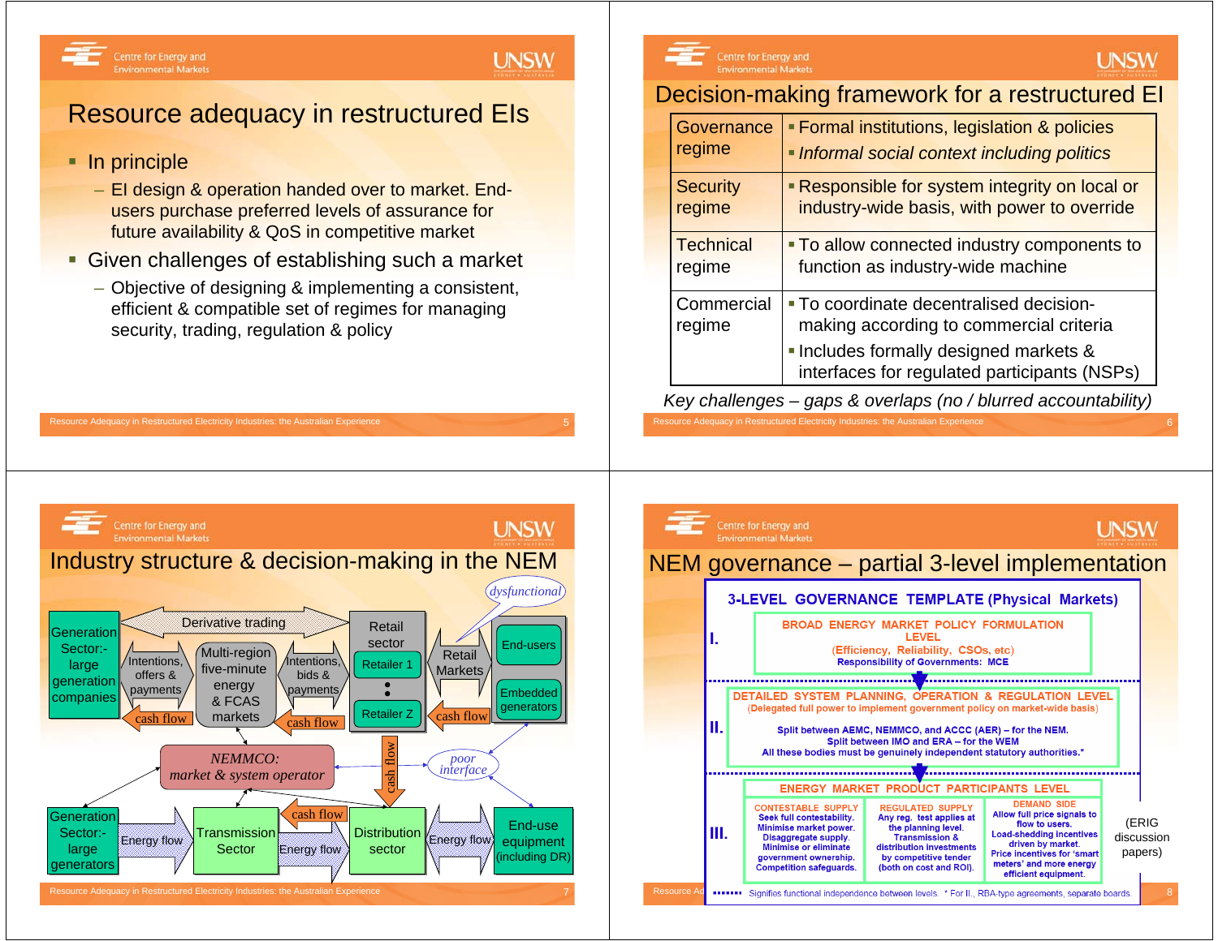## Resource adequacy in restructured EIs

- In principle
  - EI design & operation handed over to market. End-users purchase preferred levels of assurance for future availability & QoS in competitive market
- Given challenges of establishing such a market
  - Objective of designing & implementing a consistent, efficient & compatible set of regimes for managing security, trading, regulation & policy

## Decision-making framework for a restructured EI

| | |
|---|---|
| Governance regime | ▪ Formal institutions, legislation & policies<br>▪ *Informal social context including politics* |
| Security regime | ▪ Responsible for system integrity on local or industry-wide basis, with power to override |
| Technical regime | ▪ To allow connected industry components to function as industry-wide machine |
| Commercial regime | ▪ To coordinate decentralised decision-making according to commercial criteria<br>▪ Includes formally designed markets & interfaces for regulated participants (NSPs) |

*Key challenges – gaps & overlaps (no / blurred accountability)*

## Industry structure & decision-making in the NEM

Generation Sector:- large generation companies — Derivative trading — Retail sector (Retailer 1 … Retailer Z)

Intentions, offers & payments / cash flow — Multi-region five-minute energy & FCAS markets — Intentions, bids & payments / cash flow

Retail Markets — End-users, Embedded generators (*dysfunctional*) — cash flow

*NEMMCO: market & system operator* — *poor interface* — cash flow

Generation Sector:- large generators — Energy flow — Transmission Sector — cash flow / Energy flow — Distribution sector — Energy flow — End-use equipment (including DR)

## NEM governance – partial 3-level implementation

**3-LEVEL GOVERNANCE TEMPLATE (Physical Markets)**

**I. BROAD ENERGY MARKET POLICY FORMULATION LEVEL**
(Efficiency, Reliability, CSOs, etc)
Responsibility of Governments: MCE

**II. DETAILED SYSTEM PLANNING, OPERATION & REGULATION LEVEL**
(Delegated full power to implement government policy on market-wide basis)
Split between AEMC, NEMMCO, and ACCC (AER) – for the NEM.
Split between IMO and ERA – for the WEM
All these bodies must be genuinely independent statutory authorities.*

**III. ENERGY MARKET PRODUCT PARTICIPANTS LEVEL**

| CONTESTABLE SUPPLY | REGULATED SUPPLY | DEMAND SIDE |
|---|---|---|
| Seek full contestability. Minimise market power. Disaggregate supply. Minimise or eliminate government ownership. Competition safeguards. | Any reg. test applies at the planning level. Transmission & distribution investments driven by competitive tender (both on cost and ROI). | Allow full price signals to flow to users. Load-shedding incentives driven by market. Price incentives for 'smart meters' and more energy efficient equipment. |

(ERIG discussion papers)

▪▪▪▪▪▪ Signifies functional independence between levels. * For II., RBA-type agreements, separate boards.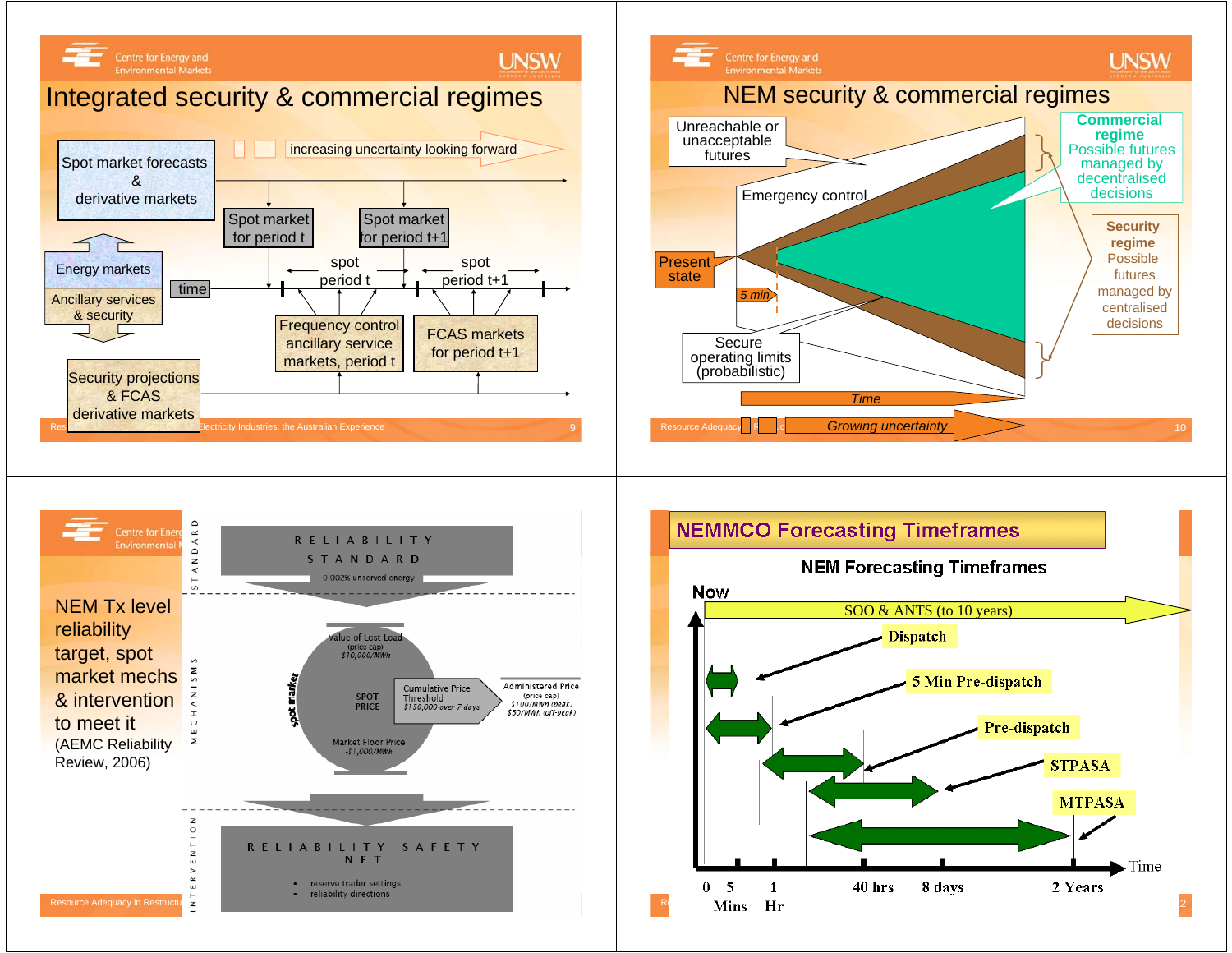## Integrated security & commercial regimes

- Spot market forecasts & derivative markets
- increasing uncertainty looking forward
- Spot market for period t
- Spot market for period t+1
- Energy markets
- Ancillary services & security
- time
- spot period t
- spot period t+1
- Frequency control ancillary service markets, period t
- FCAS markets for period t+1
- Security projections & FCAS derivative markets

## NEM security & commercial regimes

- Unreachable or unacceptable futures
- Emergency control
- Present state
- 5 min
- Secure operating limits (probabilistic)
- Time
- Growing uncertainty
- **Commercial regime** Possible futures managed by decentralised decisions
- **Security regime** Possible futures managed by centralised decisions

## NEM Tx level reliability target, spot market mechs & intervention to meet it

(AEMC Reliability Review, 2006)

- STANDARD: RELIABILITY STANDARD — 0.002% unserved energy
- MECHANISMS: spot market — Value of Lost Load (price cap) $10,000/MWh; SPOT PRICE; Market Floor Price -$1,000/MWh; Cumulative Price Threshold $150,000 over 7 days; Administered Price (price cap) $100/MWh (peak) $50/MWh (off-peak)
- INTERVENTION: RELIABILITY SAFETY NET
  - reserve trader settings
  - reliability directions

## NEMMCO Forecasting Timeframes

### NEM Forecasting Timeframes

- Now
- SOO & ANTS (to 10 years)
- Dispatch
- 5 Min Pre-dispatch
- Pre-dispatch
- STPASA
- MTPASA
- Time: 0, 5 Mins, 1 Hr, 40 hrs, 8 days, 2 Years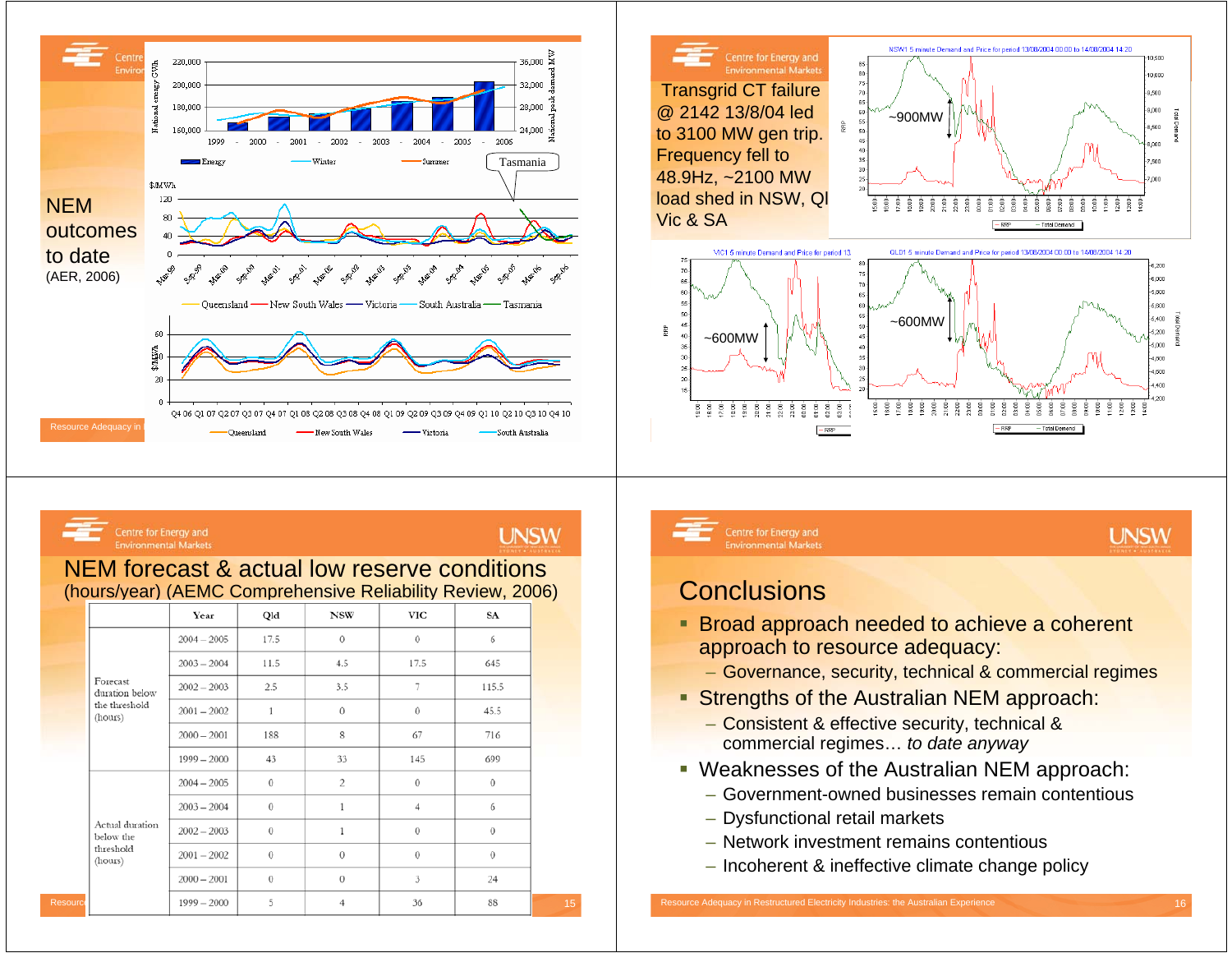## NEM outcomes to date

(AER, 2006)

## Transgrid CT failure @ 2142 13/8/04 led to 3100 MW gen trip. Frequency fell to 48.9Hz, ~2100 MW load shed in NSW, Qld, Vic & SA

~900MW

~600MW

~600MW

## NEM forecast & actual low reserve conditions

(hours/year) (AEMC Comprehensive Reliability Review, 2006)

| | Year | Qld | NSW | VIC | SA |
|---|---|---|---|---|---|
| Forecast duration below the threshold (hours) | 2004 – 2005 | 17.5 | 0 | 0 | 6 |
| | 2003 – 2004 | 11.5 | 4.5 | 17.5 | 645 |
| | 2002 – 2003 | 2.5 | 3.5 | 7 | 115.5 |
| | 2001 – 2002 | 1 | 0 | 0 | 45.5 |
| | 2000 – 2001 | 188 | 8 | 67 | 716 |
| | 1999 – 2000 | 43 | 33 | 145 | 699 |
| Actual duration below the threshold (hours) | 2004 – 2005 | 0 | 2 | 0 | 0 |
| | 2003 – 2004 | 0 | 1 | 4 | 6 |
| | 2002 – 2003 | 0 | 1 | 0 | 0 |
| | 2001 – 2002 | 0 | 0 | 0 | 0 |
| | 2000 – 2001 | 0 | 0 | 3 | 24 |
| | 1999 – 2000 | 5 | 4 | 36 | 88 |

## Conclusions

- Broad approach needed to achieve a coherent approach to resource adequacy:
  - Governance, security, technical & commercial regimes
- Strengths of the Australian NEM approach:
  - Consistent & effective security, technical & commercial regimes… *to date anyway*
- Weaknesses of the Australian NEM approach:
  - Government-owned businesses remain contentious
  - Dysfunctional retail markets
  - Network investment remains contentious
  - Incoherent & ineffective climate change policy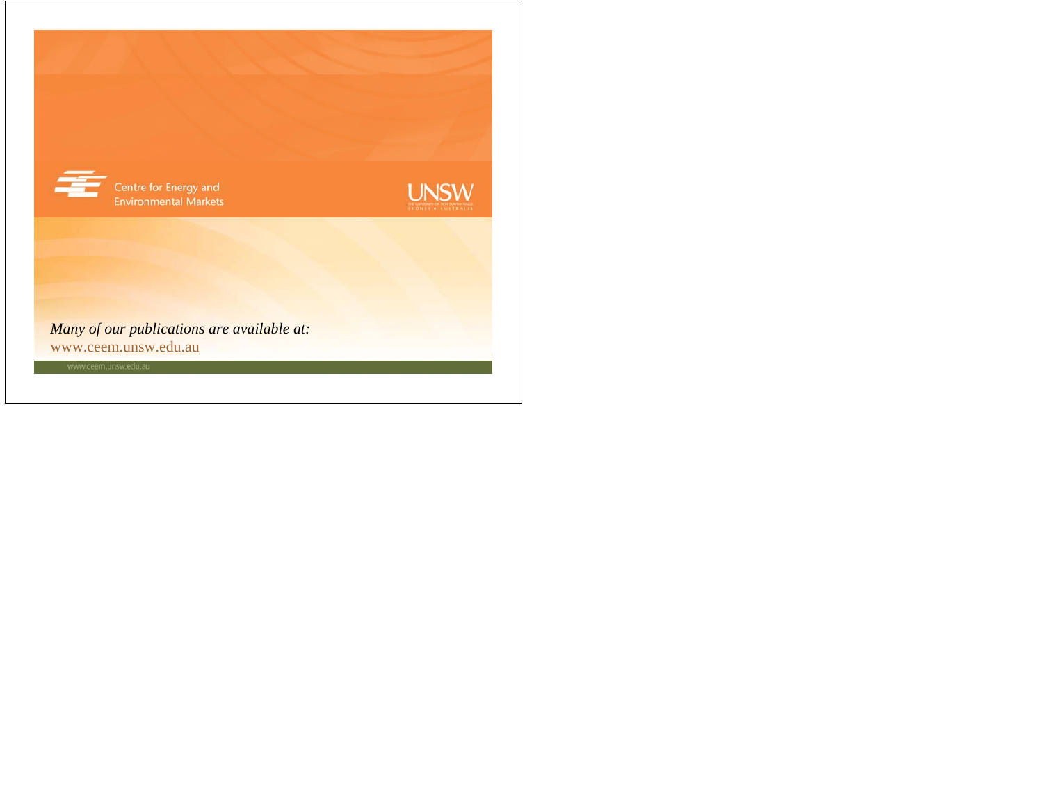Centre for Energy and Environmental Markets

UNSW

*Many of our publications are available at:*
[www.ceem.unsw.edu.au](http://www.ceem.unsw.edu.au)